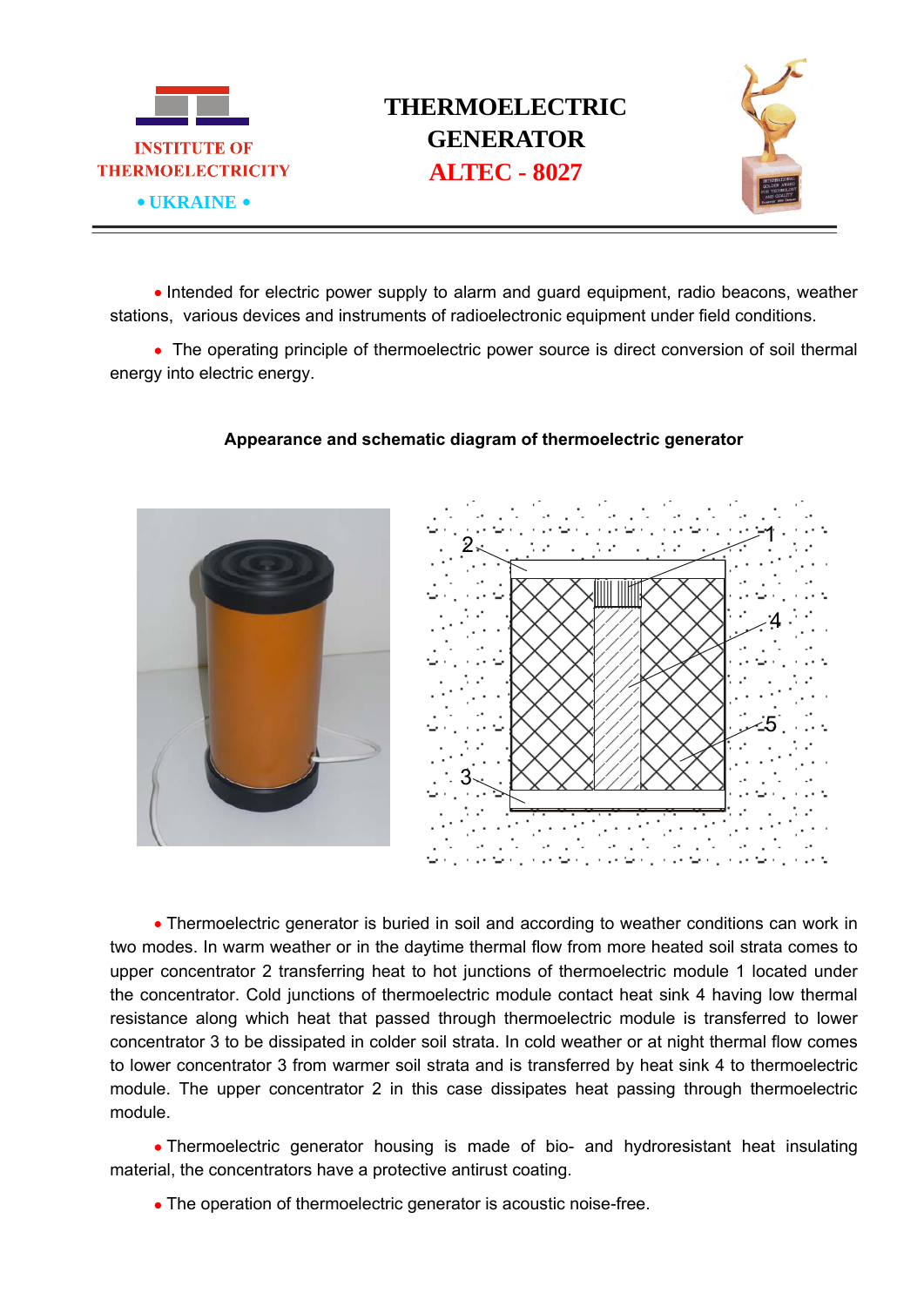INSTITUTE OF THERMOELECTRICITY

• UKRAINE •

# THERMOELECTRIC GENERATOR ALTEC - 8027

- Intended for electric power supply to alarm and guard equipment, radio beacons, weather stations, various devices and instruments of radioelectronic equipment under field conditions.

- The operating principle of thermoelectric power source is direct conversion of soil thermal energy into electric energy.

**Appearance and schematic diagram of thermoelectric generator**

- Thermoelectric generator is buried in soil and according to weather conditions can work in two modes. In warm weather or in the daytime thermal flow from more heated soil strata comes to upper concentrator 2 transferring heat to hot junctions of thermoelectric module 1 located under the concentrator. Cold junctions of thermoelectric module contact heat sink 4 having low thermal resistance along which heat that passed through thermoelectric module is transferred to lower concentrator 3 to be dissipated in colder soil strata. In cold weather or at night thermal flow comes to lower concentrator 3 from warmer soil strata and is transferred by heat sink 4 to thermoelectric module. The upper concentrator 2 in this case dissipates heat passing through thermoelectric module.

- Thermoelectric generator housing is made of bio- and hydroresistant heat insulating material, the concentrators have a protective antirust coating.

- The operation of thermoelectric generator is acoustic noise-free.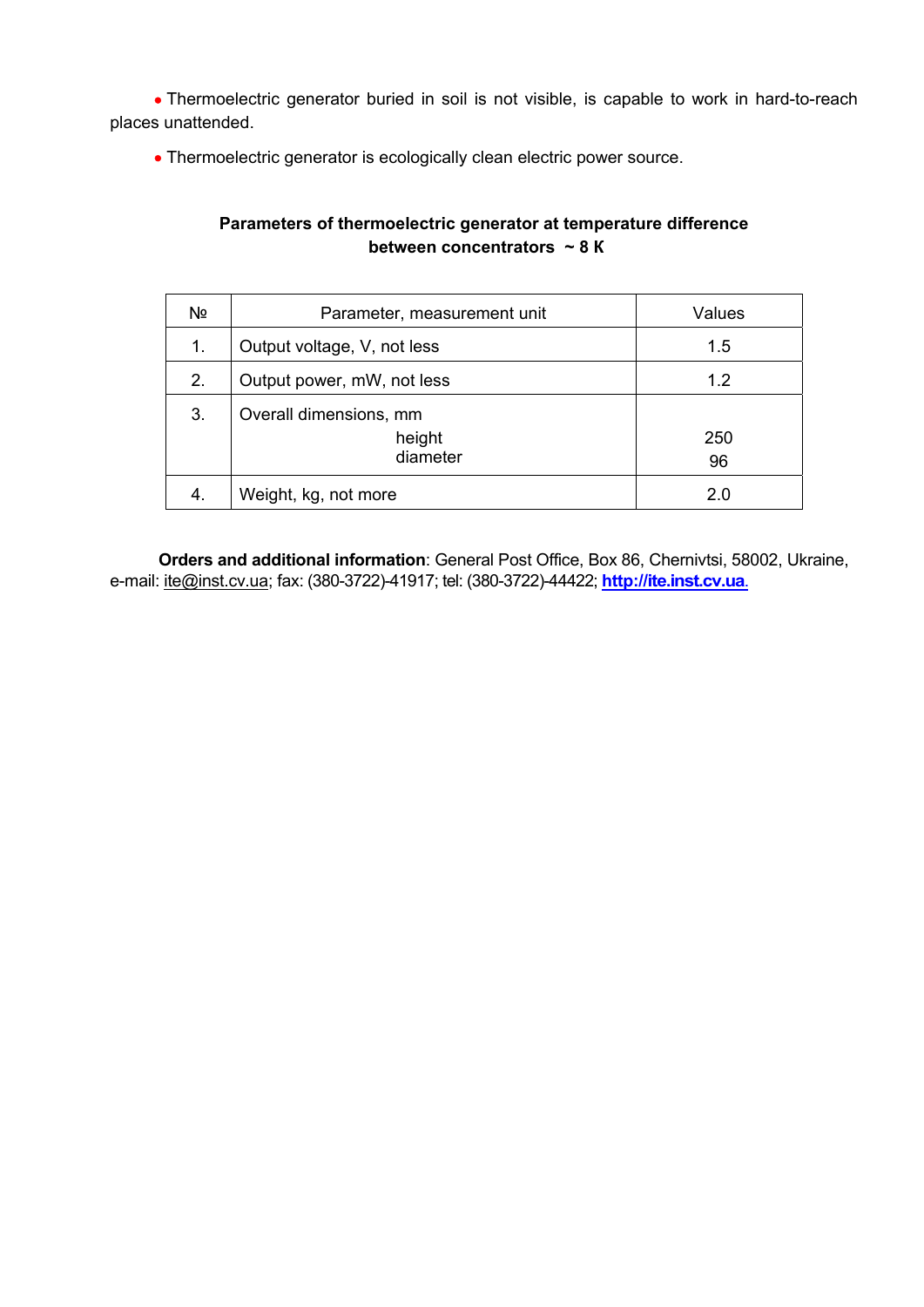- Thermoelectric generator buried in soil is not visible, is capable to work in hard-to-reach places unattended.

- Thermoelectric generator is ecologically clean electric power source.

**Parameters of thermoelectric generator at temperature difference between concentrators ~ 8 K**

| № | Parameter, measurement unit | Values |
|---|---|---|
| 1. | Output voltage, V, not less | 1.5 |
| 2. | Output power, mW, not less | 1.2 |
| 3. | Overall dimensions, mm<br>height<br>diameter | <br>250<br>96 |
| 4. | Weight, kg, not more | 2.0 |

**Orders and additional information**: General Post Office, Box 86, Chernivtsi, 58002, Ukraine, e-mail: ite@inst.cv.ua; fax: (380-3722)-41917; tel: (380-3722)-44422; **http://ite.inst.cv.ua**.